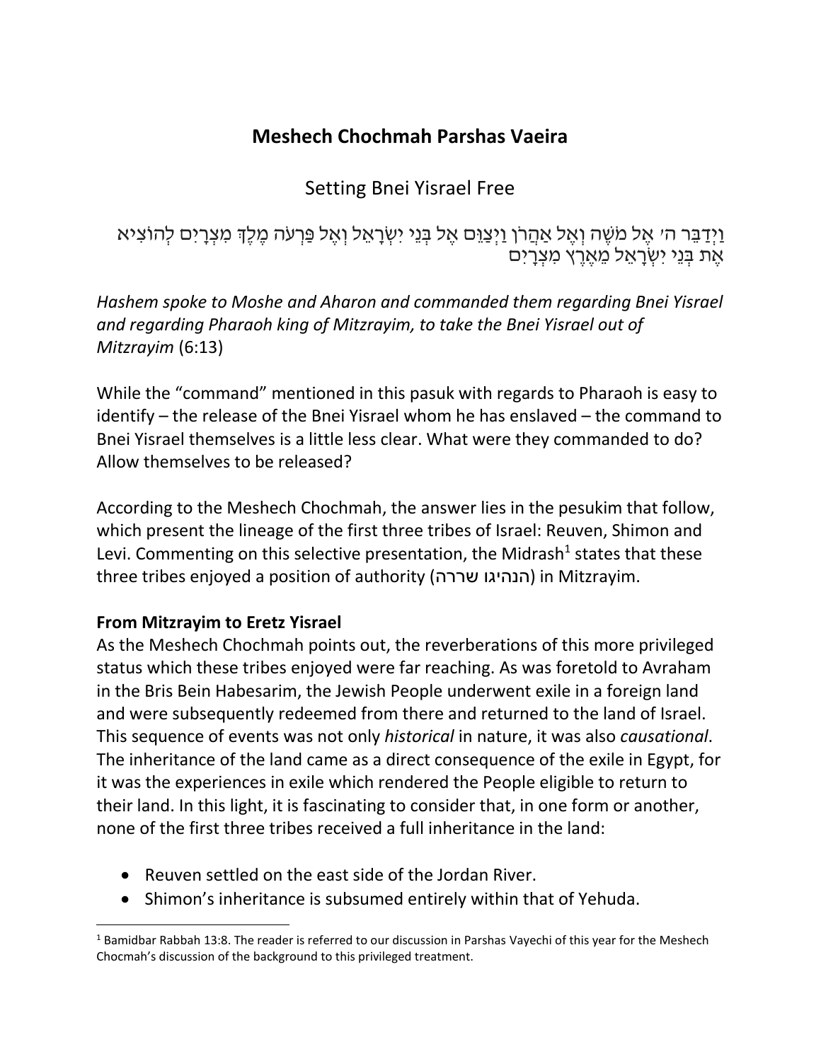# Meshech Chochmah Parshas Vaeira

## Setting Bnei Yisrael Free

וַיְדַבֵּר ה׳ אֶל מֹשֶׁה וְאֶל אַהֲרֹן וַיְצַוֵּם אֶל בְּנֵי יִשְׂרָאֵל וְאֶל פַּרְעֹה מֶלֶךְ מִצְרָיִם לְהוֹצִיא אֶת בְּנֵי יִשְׂרָאֵל מֵאֶרֶץ מִצְרָיִם

*Hashem spoke to Moshe and Aharon and commanded them regarding Bnei Yisrael and regarding Pharaoh king of Mitzrayim, to take the Bnei Yisrael out of Mitzrayim* (6:13)

While the "command" mentioned in this pasuk with regards to Pharaoh is easy to identify – the release of the Bnei Yisrael whom he has enslaved – the command to Bnei Yisrael themselves is a little less clear. What were they commanded to do? Allow themselves to be released?

According to the Meshech Chochmah, the answer lies in the pesukim that follow, which present the lineage of the first three tribes of Israel: Reuven, Shimon and Levi. Commenting on this selective presentation, the Midrash[1] states that these three tribes enjoyed a position of authority (הנהיגו שררה) in Mitzrayim.

**From Mitzrayim to Eretz Yisrael**

As the Meshech Chochmah points out, the reverberations of this more privileged status which these tribes enjoyed were far reaching. As was foretold to Avraham in the Bris Bein Habesarim, the Jewish People underwent exile in a foreign land and were subsequently redeemed from there and returned to the land of Israel. This sequence of events was not only *historical* in nature, it was also *causational*. The inheritance of the land came as a direct consequence of the exile in Egypt, for it was the experiences in exile which rendered the People eligible to return to their land. In this light, it is fascinating to consider that, in one form or another, none of the first three tribes received a full inheritance in the land:

- Reuven settled on the east side of the Jordan River.
- Shimon's inheritance is subsumed entirely within that of Yehuda.

[1] Bamidbar Rabbah 13:8. The reader is referred to our discussion in Parshas Vayechi of this year for the Meshech Chocmah's discussion of the background to this privileged treatment.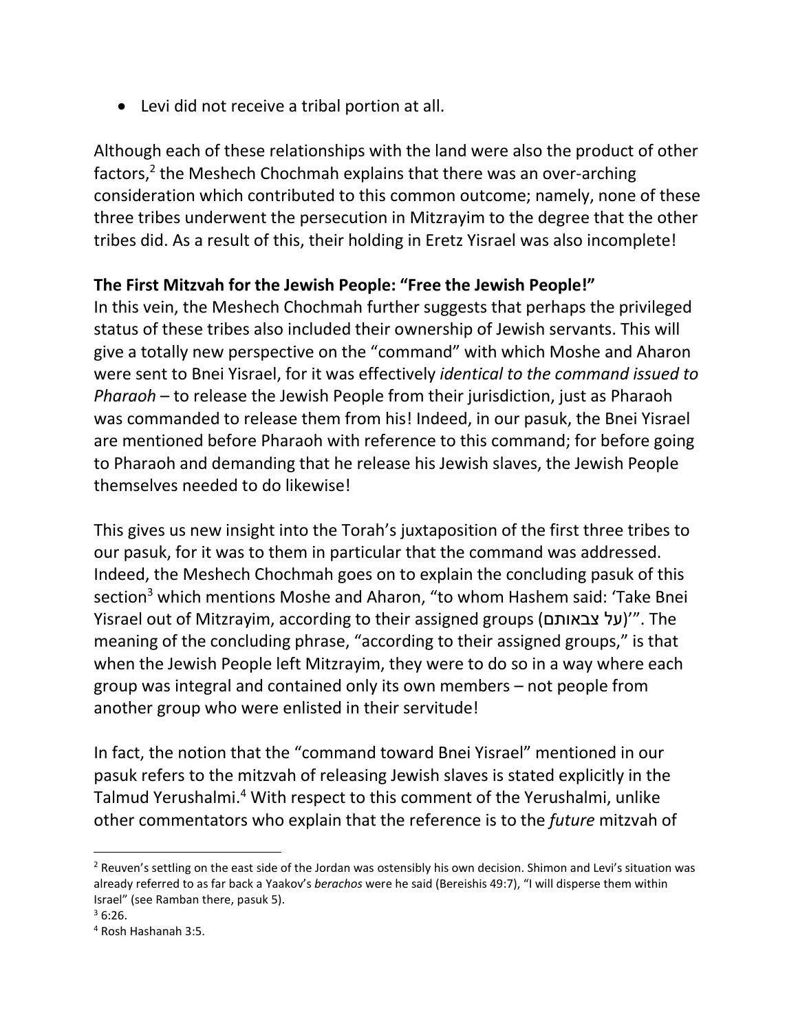- Levi did not receive a tribal portion at all.

Although each of these relationships with the land were also the product of other factors,[2] the Meshech Chochmah explains that there was an over-arching consideration which contributed to this common outcome; namely, none of these three tribes underwent the persecution in Mitzrayim to the degree that the other tribes did. As a result of this, their holding in Eretz Yisrael was also incomplete!

**The First Mitzvah for the Jewish People: "Free the Jewish People!"**

In this vein, the Meshech Chochmah further suggests that perhaps the privileged status of these tribes also included their ownership of Jewish servants. This will give a totally new perspective on the "command" with which Moshe and Aharon were sent to Bnei Yisrael, for it was effectively *identical to the command issued to Pharaoh* – to release the Jewish People from their jurisdiction, just as Pharaoh was commanded to release them from his! Indeed, in our pasuk, the Bnei Yisrael are mentioned before Pharaoh with reference to this command; for before going to Pharaoh and demanding that he release his Jewish slaves, the Jewish People themselves needed to do likewise!

This gives us new insight into the Torah's juxtaposition of the first three tribes to our pasuk, for it was to them in particular that the command was addressed. Indeed, the Meshech Chochmah goes on to explain the concluding pasuk of this section[3] which mentions Moshe and Aharon, "to whom Hashem said: 'Take Bnei Yisrael out of Mitzrayim, according to their assigned groups (על צבאותם)'". The meaning of the concluding phrase, "according to their assigned groups," is that when the Jewish People left Mitzrayim, they were to do so in a way where each group was integral and contained only its own members – not people from another group who were enlisted in their servitude!

In fact, the notion that the "command toward Bnei Yisrael" mentioned in our pasuk refers to the mitzvah of releasing Jewish slaves is stated explicitly in the Talmud Yerushalmi.[4] With respect to this comment of the Yerushalmi, unlike other commentators who explain that the reference is to the *future* mitzvah of

---

[2] Reuven's settling on the east side of the Jordan was ostensibly his own decision. Shimon and Levi's situation was already referred to as far back a Yaakov's *berachos* were he said (Bereishis 49:7), "I will disperse them within Israel" (see Ramban there, pasuk 5).

[3] 6:26.

[4] Rosh Hashanah 3:5.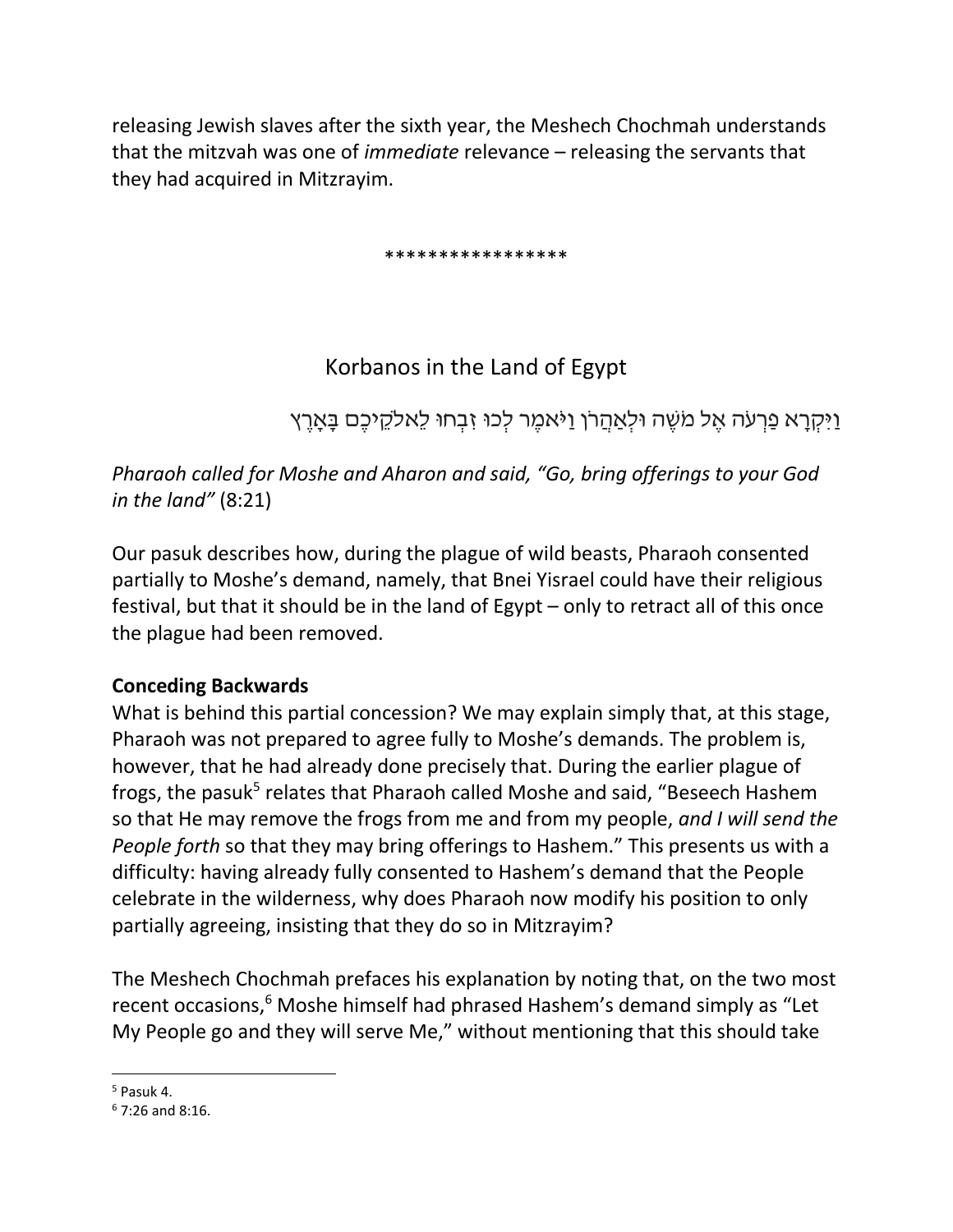releasing Jewish slaves after the sixth year, the Meshech Chochmah understands that the mitzvah was one of *immediate* relevance – releasing the servants that they had acquired in Mitzrayim.

*****************

## Korbanos in the Land of Egypt

וַיִּקְרָא פַרְעֹה אֶל מֹשֶׁה וּלְאַהֲרֹן וַיֹּאמֶר לְכוּ זִבְחוּ לֵאלֹקֵיכֶם בָּאָרֶץ

*Pharaoh called for Moshe and Aharon and said, "Go, bring offerings to your God in the land"* (8:21)

Our pasuk describes how, during the plague of wild beasts, Pharaoh consented partially to Moshe's demand, namely, that Bnei Yisrael could have their religious festival, but that it should be in the land of Egypt – only to retract all of this once the plague had been removed.

**Conceding Backwards**

What is behind this partial concession? We may explain simply that, at this stage, Pharaoh was not prepared to agree fully to Moshe's demands. The problem is, however, that he had already done precisely that. During the earlier plague of frogs, the pasuk[5] relates that Pharaoh called Moshe and said, "Beseech Hashem so that He may remove the frogs from me and from my people, *and I will send the People forth* so that they may bring offerings to Hashem." This presents us with a difficulty: having already fully consented to Hashem's demand that the People celebrate in the wilderness, why does Pharaoh now modify his position to only partially agreeing, insisting that they do so in Mitzrayim?

The Meshech Chochmah prefaces his explanation by noting that, on the two most recent occasions,[6] Moshe himself had phrased Hashem's demand simply as "Let My People go and they will serve Me," without mentioning that this should take

---

[5] Pasuk 4.

[6] 7:26 and 8:16.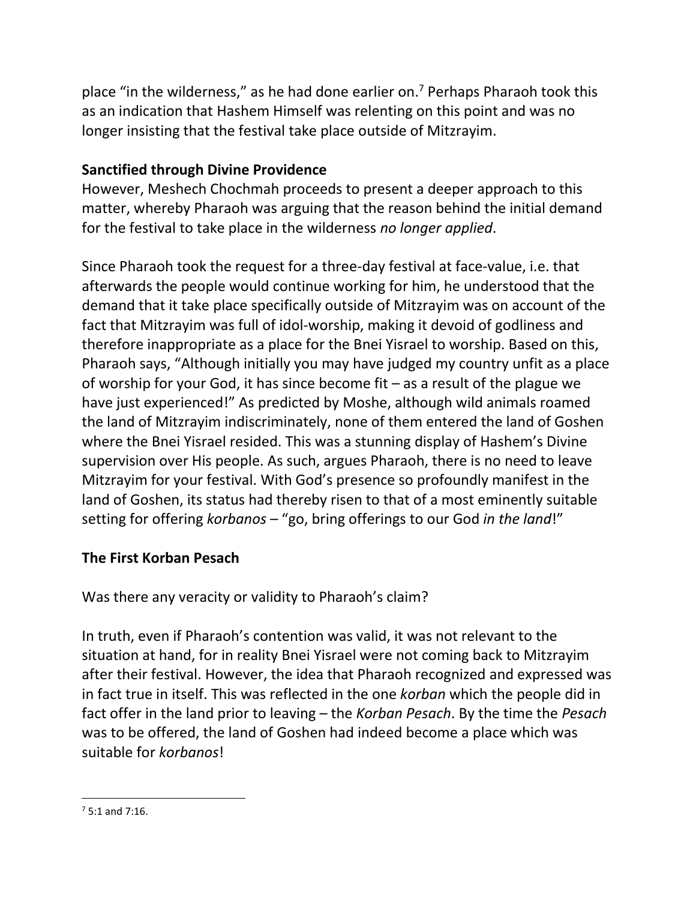place "in the wilderness," as he had done earlier on.[7] Perhaps Pharaoh took this as an indication that Hashem Himself was relenting on this point and was no longer insisting that the festival take place outside of Mitzrayim.

**Sanctified through Divine Providence**

However, Meshech Chochmah proceeds to present a deeper approach to this matter, whereby Pharaoh was arguing that the reason behind the initial demand for the festival to take place in the wilderness *no longer applied*.

Since Pharaoh took the request for a three-day festival at face-value, i.e. that afterwards the people would continue working for him, he understood that the demand that it take place specifically outside of Mitzrayim was on account of the fact that Mitzrayim was full of idol-worship, making it devoid of godliness and therefore inappropriate as a place for the Bnei Yisrael to worship. Based on this, Pharaoh says, "Although initially you may have judged my country unfit as a place of worship for your God, it has since become fit – as a result of the plague we have just experienced!" As predicted by Moshe, although wild animals roamed the land of Mitzrayim indiscriminately, none of them entered the land of Goshen where the Bnei Yisrael resided. This was a stunning display of Hashem's Divine supervision over His people. As such, argues Pharaoh, there is no need to leave Mitzrayim for your festival. With God's presence so profoundly manifest in the land of Goshen, its status had thereby risen to that of a most eminently suitable setting for offering *korbanos* – "go, bring offerings to our God *in the land*!"

**The First Korban Pesach**

Was there any veracity or validity to Pharaoh's claim?

In truth, even if Pharaoh's contention was valid, it was not relevant to the situation at hand, for in reality Bnei Yisrael were not coming back to Mitzrayim after their festival. However, the idea that Pharaoh recognized and expressed was in fact true in itself. This was reflected in the one *korban* which the people did in fact offer in the land prior to leaving – the *Korban Pesach*. By the time the *Pesach* was to be offered, the land of Goshen had indeed become a place which was suitable for *korbanos*!

---

[7] 5:1 and 7:16.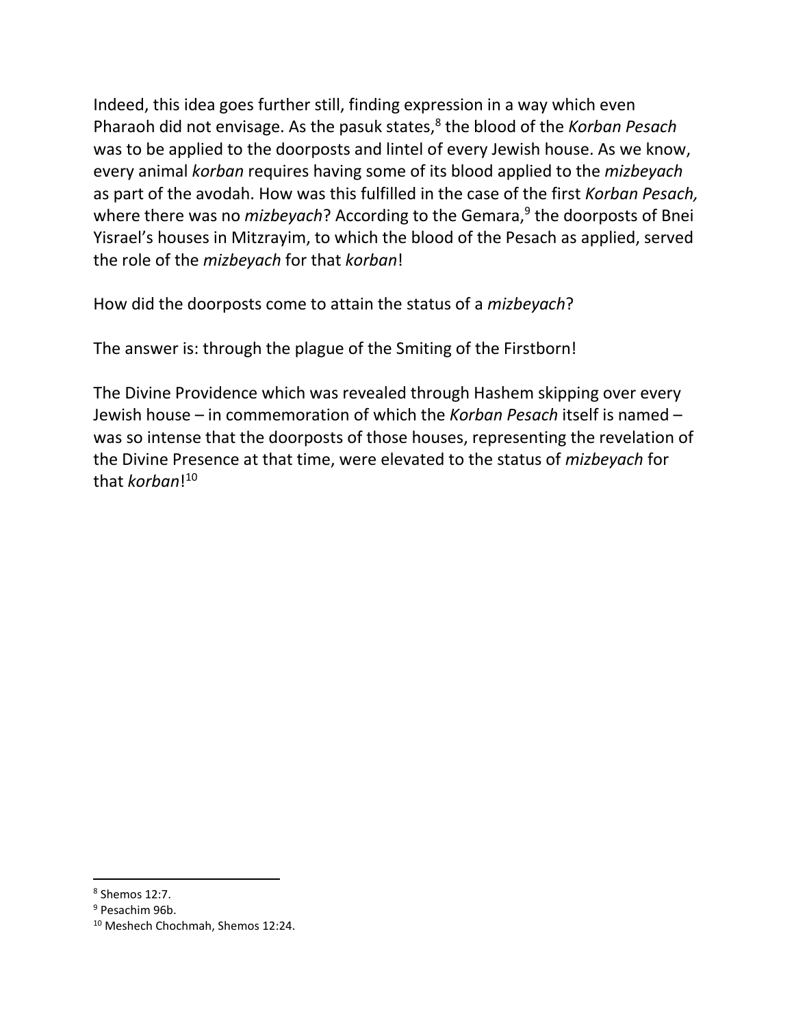Indeed, this idea goes further still, finding expression in a way which even Pharaoh did not envisage. As the pasuk states,[8] the blood of the *Korban Pesach* was to be applied to the doorposts and lintel of every Jewish house. As we know, every animal *korban* requires having some of its blood applied to the *mizbeyach* as part of the avodah. How was this fulfilled in the case of the first *Korban Pesach,* where there was no *mizbeyach*? According to the Gemara,[9] the doorposts of Bnei Yisrael's houses in Mitzrayim, to which the blood of the Pesach as applied, served the role of the *mizbeyach* for that *korban*!

How did the doorposts come to attain the status of a *mizbeyach*?

The answer is: through the plague of the Smiting of the Firstborn!

The Divine Providence which was revealed through Hashem skipping over every Jewish house – in commemoration of which the *Korban Pesach* itself is named – was so intense that the doorposts of those houses, representing the revelation of the Divine Presence at that time, were elevated to the status of *mizbeyach* for that *korban*![10]

---

[8] Shemos 12:7.

[9] Pesachim 96b.

[10] Meshech Chochmah, Shemos 12:24.